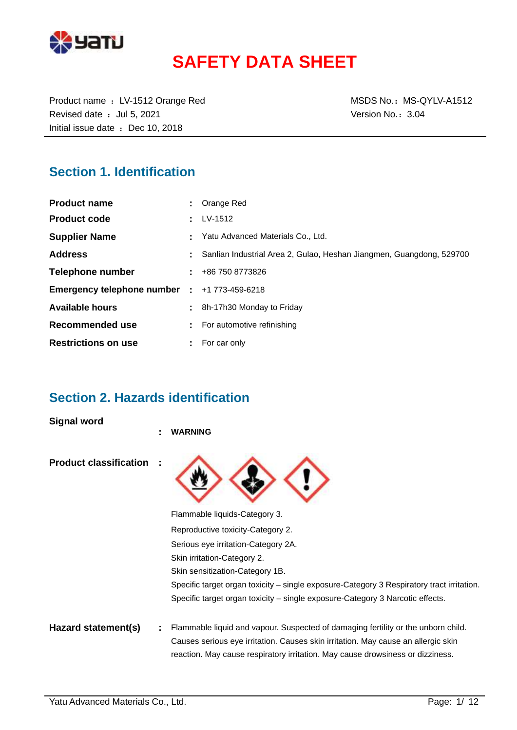# SAFETY DATA SHEET

Product name ： LV-1512 Orange Red
Revised date ： Jul 5, 2021
Initial issue date ： Dec 10, 2018

MSDS No.： MS-QYLV-A1512
Version No.： 3.04

## Section 1. Identification

| | | |
|---|---|---|
| **Product name** | : | Orange Red |
| **Product code** | : | LV-1512 |
| **Supplier Name** | : | Yatu Advanced Materials Co., Ltd. |
| **Address** | : | Sanlian Industrial Area 2, Gulao, Heshan Jiangmen, Guangdong, 529700 |
| **Telephone number** | : | +86 750 8773826 |
| **Emergency telephone number** | : | +1 773-459-6218 |
| **Available hours** | : | 8h-17h30 Monday to Friday |
| **Recommended use** | : | For automotive refinishing |
| **Restrictions on use** | : | For car only |

## Section 2. Hazards identification

**Signal word** : **WARNING**

**Product classification** :

Flammable liquids-Category 3.
Reproductive toxicity-Category 2.
Serious eye irritation-Category 2A.
Skin irritation-Category 2.
Skin sensitization-Category 1B.
Specific target organ toxicity – single exposure-Category 3 Respiratory tract irritation.
Specific target organ toxicity – single exposure-Category 3 Narcotic effects.

**Hazard statement(s)** : Flammable liquid and vapour. Suspected of damaging fertility or the unborn child. Causes serious eye irritation. Causes skin irritation. May cause an allergic skin reaction. May cause respiratory irritation. May cause drowsiness or dizziness.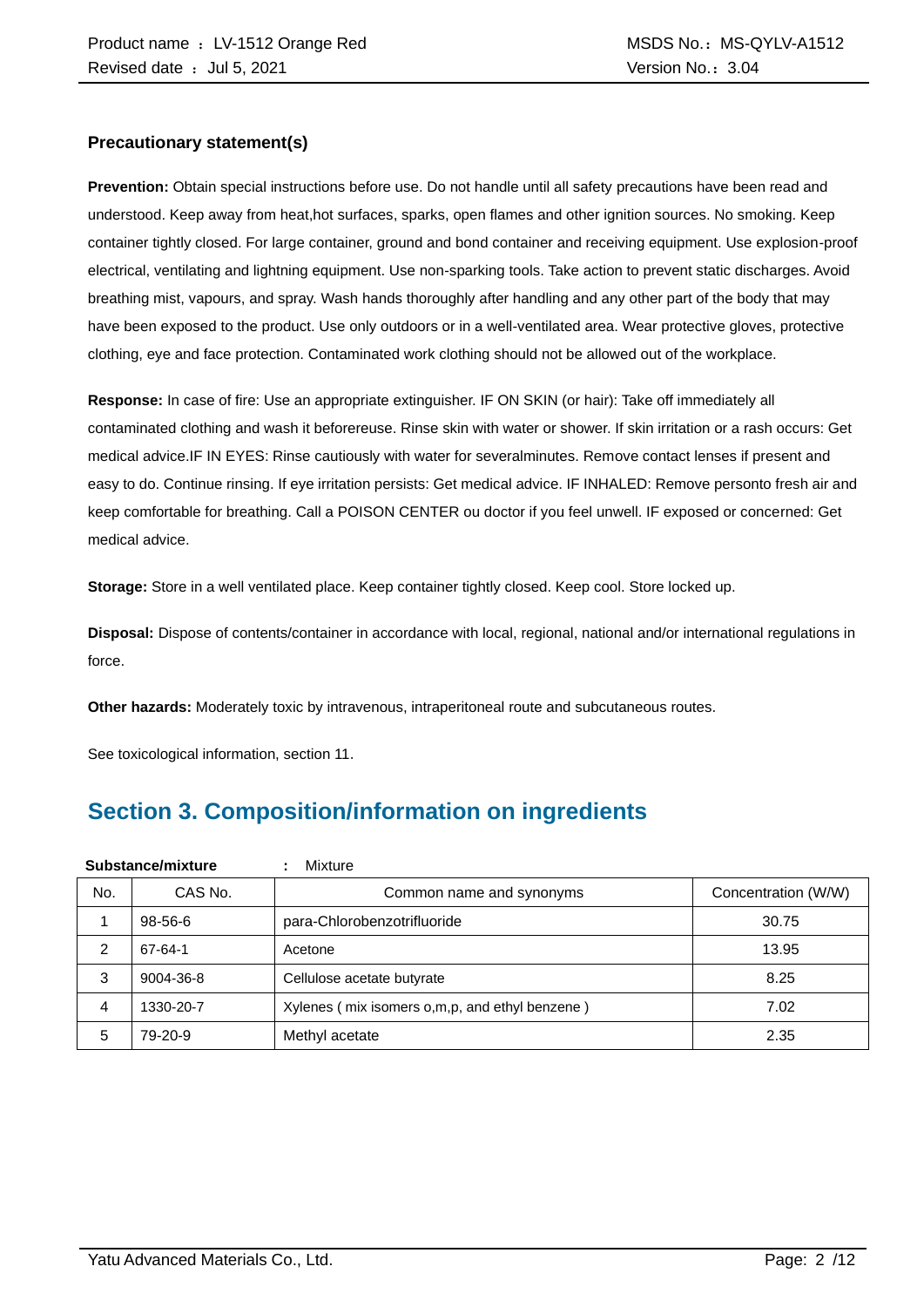### Precautionary statement(s)

**Prevention:** Obtain special instructions before use. Do not handle until all safety precautions have been read and understood. Keep away from heat,hot surfaces, sparks, open flames and other ignition sources. No smoking. Keep container tightly closed. For large container, ground and bond container and receiving equipment. Use explosion-proof electrical, ventilating and lightning equipment. Use non-sparking tools. Take action to prevent static discharges. Avoid breathing mist, vapours, and spray. Wash hands thoroughly after handling and any other part of the body that may have been exposed to the product. Use only outdoors or in a well-ventilated area. Wear protective gloves, protective clothing, eye and face protection. Contaminated work clothing should not be allowed out of the workplace.

**Response:** In case of fire: Use an appropriate extinguisher. IF ON SKIN (or hair): Take off immediately all contaminated clothing and wash it beforereuse. Rinse skin with water or shower. If skin irritation or a rash occurs: Get medical advice.IF IN EYES: Rinse cautiously with water for severalminutes. Remove contact lenses if present and easy to do. Continue rinsing. If eye irritation persists: Get medical advice. IF INHALED: Remove personto fresh air and keep comfortable for breathing. Call a POISON CENTER ou doctor if you feel unwell. IF exposed or concerned: Get medical advice.

**Storage:** Store in a well ventilated place. Keep container tightly closed. Keep cool. Store locked up.

**Disposal:** Dispose of contents/container in accordance with local, regional, national and/or international regulations in force.

**Other hazards:** Moderately toxic by intravenous, intraperitoneal route and subcutaneous routes.

See toxicological information, section 11.

## Section 3. Composition/information on ingredients

**Substance/mixture** : Mixture

| No. | CAS No. | Common name and synonyms | Concentration (W/W) |
|---|---|---|---|
| 1 | 98-56-6 | para-Chlorobenzotrifluoride | 30.75 |
| 2 | 67-64-1 | Acetone | 13.95 |
| 3 | 9004-36-8 | Cellulose acetate butyrate | 8.25 |
| 4 | 1330-20-7 | Xylenes ( mix isomers o,m,p, and ethyl benzene ) | 7.02 |
| 5 | 79-20-9 | Methyl acetate | 2.35 |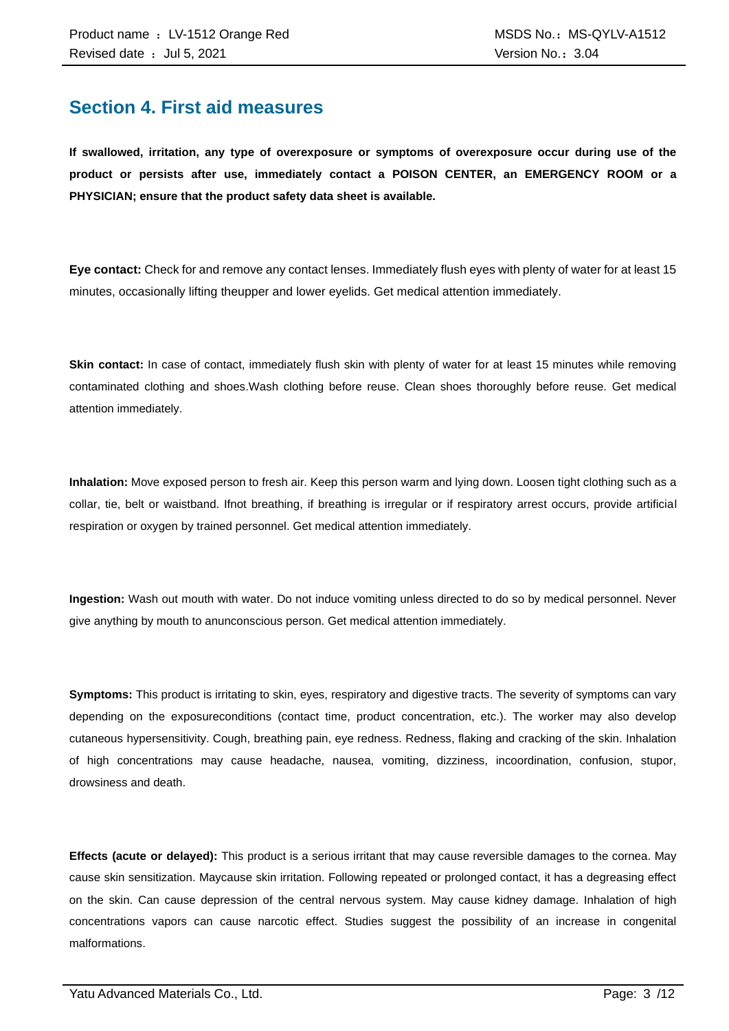## Section 4. First aid measures

**If swallowed, irritation, any type of overexposure or symptoms of overexposure occur during use of the product or persists after use, immediately contact a POISON CENTER, an EMERGENCY ROOM or a PHYSICIAN; ensure that the product safety data sheet is available.**

**Eye contact:** Check for and remove any contact lenses. Immediately flush eyes with plenty of water for at least 15 minutes, occasionally lifting theupper and lower eyelids. Get medical attention immediately.

**Skin contact:** In case of contact, immediately flush skin with plenty of water for at least 15 minutes while removing contaminated clothing and shoes.Wash clothing before reuse. Clean shoes thoroughly before reuse. Get medical attention immediately.

**Inhalation:** Move exposed person to fresh air. Keep this person warm and lying down. Loosen tight clothing such as a collar, tie, belt or waistband. Ifnot breathing, if breathing is irregular or if respiratory arrest occurs, provide artificial respiration or oxygen by trained personnel. Get medical attention immediately.

**Ingestion:** Wash out mouth with water. Do not induce vomiting unless directed to do so by medical personnel. Never give anything by mouth to anunconscious person. Get medical attention immediately.

**Symptoms:** This product is irritating to skin, eyes, respiratory and digestive tracts. The severity of symptoms can vary depending on the exposureconditions (contact time, product concentration, etc.). The worker may also develop cutaneous hypersensitivity. Cough, breathing pain, eye redness. Redness, flaking and cracking of the skin. Inhalation of high concentrations may cause headache, nausea, vomiting, dizziness, incoordination, confusion, stupor, drowsiness and death.

**Effects (acute or delayed):** This product is a serious irritant that may cause reversible damages to the cornea. May cause skin sensitization. Maycause skin irritation. Following repeated or prolonged contact, it has a degreasing effect on the skin. Can cause depression of the central nervous system. May cause kidney damage. Inhalation of high concentrations vapors can cause narcotic effect. Studies suggest the possibility of an increase in congenital malformations.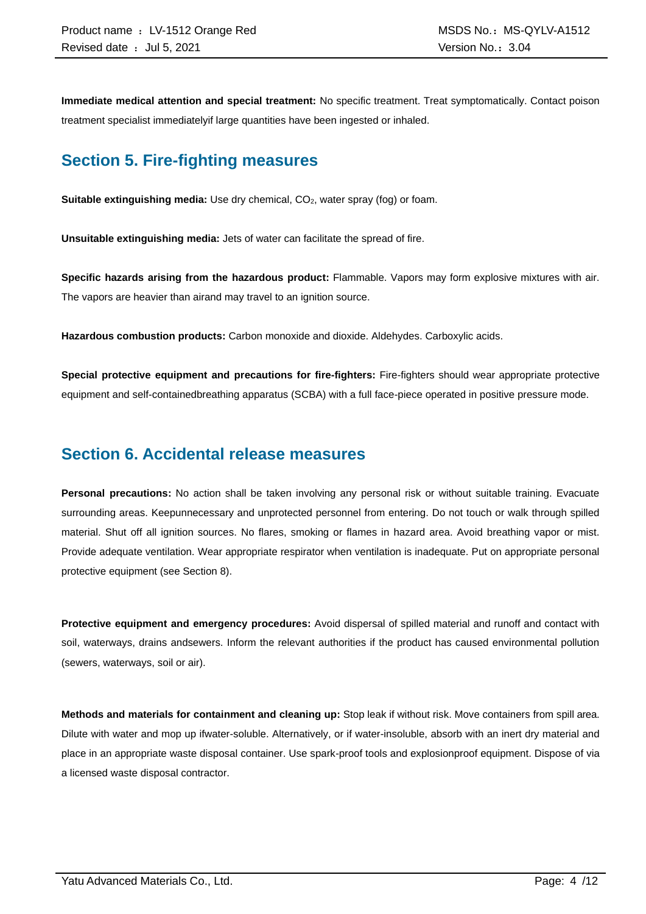**Immediate medical attention and special treatment:** No specific treatment. Treat symptomatically. Contact poison treatment specialist immediatelyif large quantities have been ingested or inhaled.

## Section 5. Fire-fighting measures

**Suitable extinguishing media:** Use dry chemical, $CO_2$, water spray (fog) or foam.

**Unsuitable extinguishing media:** Jets of water can facilitate the spread of fire.

**Specific hazards arising from the hazardous product:** Flammable. Vapors may form explosive mixtures with air. The vapors are heavier than airand may travel to an ignition source.

**Hazardous combustion products:** Carbon monoxide and dioxide. Aldehydes. Carboxylic acids.

**Special protective equipment and precautions for fire-fighters:** Fire-fighters should wear appropriate protective equipment and self-containedbreathing apparatus (SCBA) with a full face-piece operated in positive pressure mode.

## Section 6. Accidental release measures

**Personal precautions:** No action shall be taken involving any personal risk or without suitable training. Evacuate surrounding areas. Keepunnecessary and unprotected personnel from entering. Do not touch or walk through spilled material. Shut off all ignition sources. No flares, smoking or flames in hazard area. Avoid breathing vapor or mist. Provide adequate ventilation. Wear appropriate respirator when ventilation is inadequate. Put on appropriate personal protective equipment (see Section 8).

**Protective equipment and emergency procedures:** Avoid dispersal of spilled material and runoff and contact with soil, waterways, drains andsewers. Inform the relevant authorities if the product has caused environmental pollution (sewers, waterways, soil or air).

**Methods and materials for containment and cleaning up:** Stop leak if without risk. Move containers from spill area. Dilute with water and mop up ifwater-soluble. Alternatively, or if water-insoluble, absorb with an inert dry material and place in an appropriate waste disposal container. Use spark-proof tools and explosionproof equipment. Dispose of via a licensed waste disposal contractor.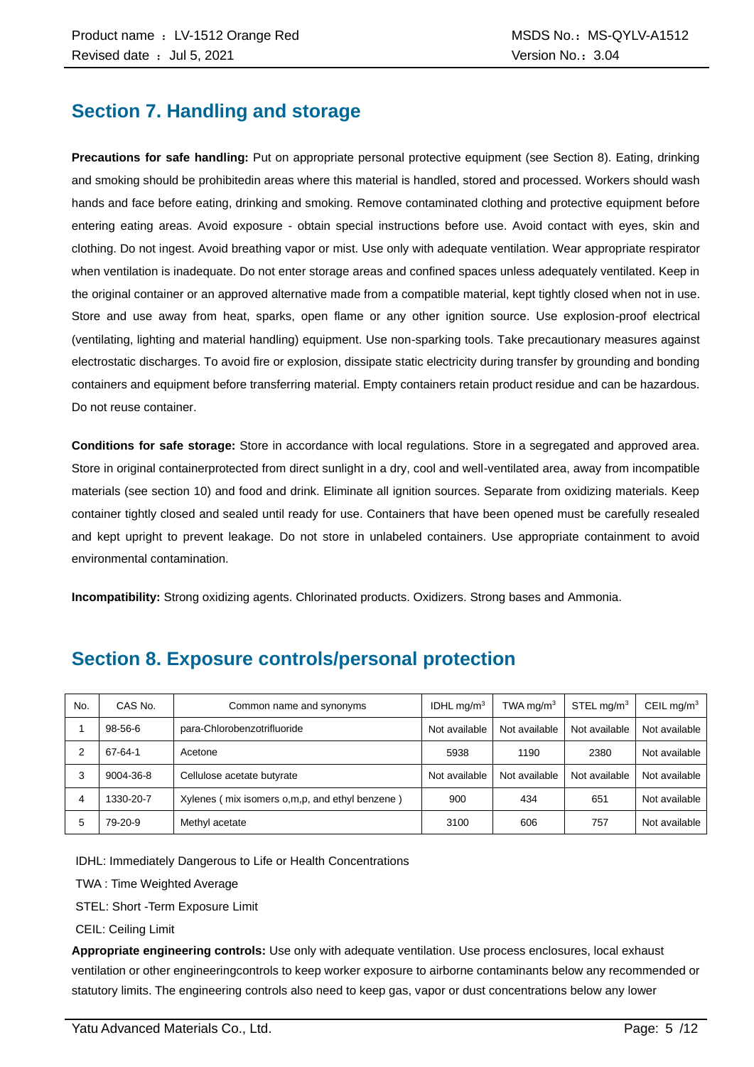## Section 7. Handling and storage

**Precautions for safe handling:** Put on appropriate personal protective equipment (see Section 8). Eating, drinking and smoking should be prohibitedin areas where this material is handled, stored and processed. Workers should wash hands and face before eating, drinking and smoking. Remove contaminated clothing and protective equipment before entering eating areas. Avoid exposure - obtain special instructions before use. Avoid contact with eyes, skin and clothing. Do not ingest. Avoid breathing vapor or mist. Use only with adequate ventilation. Wear appropriate respirator when ventilation is inadequate. Do not enter storage areas and confined spaces unless adequately ventilated. Keep in the original container or an approved alternative made from a compatible material, kept tightly closed when not in use. Store and use away from heat, sparks, open flame or any other ignition source. Use explosion-proof electrical (ventilating, lighting and material handling) equipment. Use non-sparking tools. Take precautionary measures against electrostatic discharges. To avoid fire or explosion, dissipate static electricity during transfer by grounding and bonding containers and equipment before transferring material. Empty containers retain product residue and can be hazardous. Do not reuse container.

**Conditions for safe storage:** Store in accordance with local regulations. Store in a segregated and approved area. Store in original containerprotected from direct sunlight in a dry, cool and well-ventilated area, away from incompatible materials (see section 10) and food and drink. Eliminate all ignition sources. Separate from oxidizing materials. Keep container tightly closed and sealed until ready for use. Containers that have been opened must be carefully resealed and kept upright to prevent leakage. Do not store in unlabeled containers. Use appropriate containment to avoid environmental contamination.

**Incompatibility:** Strong oxidizing agents. Chlorinated products. Oxidizers. Strong bases and Ammonia.

## Section 8. Exposure controls/personal protection

| No. | CAS No. | Common name and synonyms | IDHL mg/m$^3$ | TWA mg/m$^3$ | STEL mg/m$^3$ | CEIL mg/m$^3$ |
|---|---|---|---|---|---|---|
| 1 | 98-56-6 | para-Chlorobenzotrifluoride | Not available | Not available | Not available | Not available |
| 2 | 67-64-1 | Acetone | 5938 | 1190 | 2380 | Not available |
| 3 | 9004-36-8 | Cellulose acetate butyrate | Not available | Not available | Not available | Not available |
| 4 | 1330-20-7 | Xylenes ( mix isomers o,m,p, and ethyl benzene ) | 900 | 434 | 651 | Not available |
| 5 | 79-20-9 | Methyl acetate | 3100 | 606 | 757 | Not available |

IDHL: Immediately Dangerous to Life or Health Concentrations

TWA : Time Weighted Average

STEL: Short -Term Exposure Limit

CEIL: Ceiling Limit

**Appropriate engineering controls:** Use only with adequate ventilation. Use process enclosures, local exhaust ventilation or other engineeringcontrols to keep worker exposure to airborne contaminants below any recommended or statutory limits. The engineering controls also need to keep gas, vapor or dust concentrations below any lower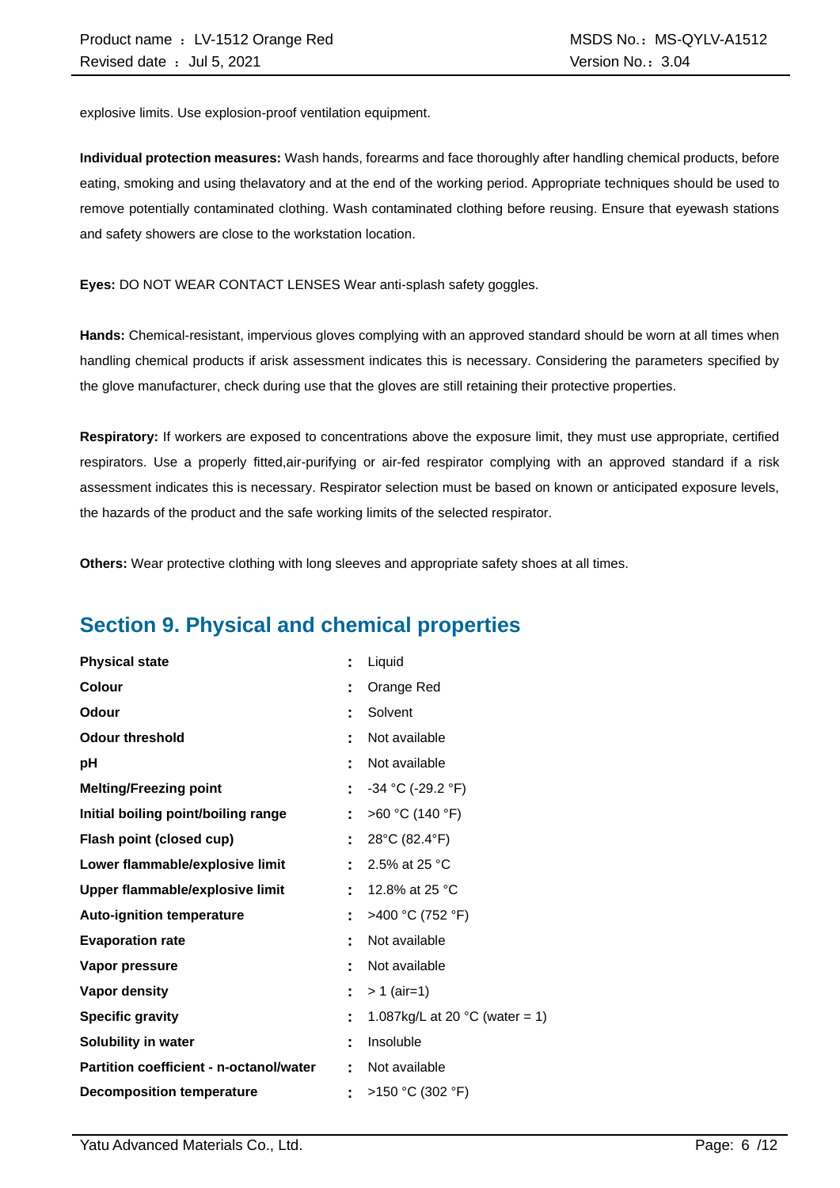explosive limits. Use explosion-proof ventilation equipment.

**Individual protection measures:** Wash hands, forearms and face thoroughly after handling chemical products, before eating, smoking and using thelavatory and at the end of the working period. Appropriate techniques should be used to remove potentially contaminated clothing. Wash contaminated clothing before reusing. Ensure that eyewash stations and safety showers are close to the workstation location.

**Eyes:** DO NOT WEAR CONTACT LENSES Wear anti-splash safety goggles.

**Hands:** Chemical-resistant, impervious gloves complying with an approved standard should be worn at all times when handling chemical products if arisk assessment indicates this is necessary. Considering the parameters specified by the glove manufacturer, check during use that the gloves are still retaining their protective properties.

**Respiratory:** If workers are exposed to concentrations above the exposure limit, they must use appropriate, certified respirators. Use a properly fitted,air-purifying or air-fed respirator complying with an approved standard if a risk assessment indicates this is necessary. Respirator selection must be based on known or anticipated exposure levels, the hazards of the product and the safe working limits of the selected respirator.

**Others:** Wear protective clothing with long sleeves and appropriate safety shoes at all times.

## Section 9. Physical and chemical properties

| Property | | Value |
|---|---|---|
| **Physical state** | : | Liquid |
| **Colour** | : | Orange Red |
| **Odour** | : | Solvent |
| **Odour threshold** | : | Not available |
| **pH** | : | Not available |
| **Melting/Freezing point** | : | -34 °C (-29.2 °F) |
| **Initial boiling point/boiling range** | : | >60 °C (140 °F) |
| **Flash point (closed cup)** | : | 28°C (82.4°F) |
| **Lower flammable/explosive limit** | : | 2.5% at 25 °C |
| **Upper flammable/explosive limit** | : | 12.8% at 25 °C |
| **Auto-ignition temperature** | : | >400 °C (752 °F) |
| **Evaporation rate** | : | Not available |
| **Vapor pressure** | : | Not available |
| **Vapor density** | : | > 1 (air=1) |
| **Specific gravity** | : | 1.087kg/L at 20 °C (water = 1) |
| **Solubility in water** | : | Insoluble |
| **Partition coefficient - n-octanol/water** | : | Not available |
| **Decomposition temperature** | : | >150 °C (302 °F) |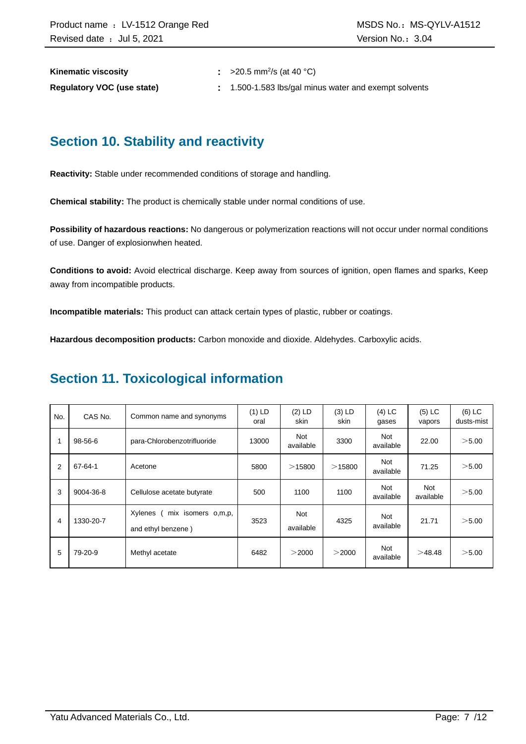**Kinematic viscosity** : >20.5 $mm^2/s$ (at 40 °C)

**Regulatory VOC (use state)** : 1.500-1.583 lbs/gal minus water and exempt solvents

## Section 10. Stability and reactivity

**Reactivity:** Stable under recommended conditions of storage and handling.

**Chemical stability:** The product is chemically stable under normal conditions of use.

**Possibility of hazardous reactions:** No dangerous or polymerization reactions will not occur under normal conditions of use. Danger of explosionwhen heated.

**Conditions to avoid:** Avoid electrical discharge. Keep away from sources of ignition, open flames and sparks, Keep away from incompatible products.

**Incompatible materials:** This product can attack certain types of plastic, rubber or coatings.

**Hazardous decomposition products:** Carbon monoxide and dioxide. Aldehydes. Carboxylic acids.

## Section 11. Toxicological information

| No. | CAS No. | Common name and synonyms | (1) LD oral | (2) LD skin | (3) LD skin | (4) LC gases | (5) LC vapors | (6) LC dusts-mist |
|---|---|---|---|---|---|---|---|---|
| 1 | 98-56-6 | para-Chlorobenzotrifluoride | 13000 | Not available | 3300 | Not available | 22.00 | ＞5.00 |
| 2 | 67-64-1 | Acetone | 5800 | ＞15800 | ＞15800 | Not available | 71.25 | ＞5.00 |
| 3 | 9004-36-8 | Cellulose acetate butyrate | 500 | 1100 | 1100 | Not available | Not available | ＞5.00 |
| 4 | 1330-20-7 | Xylenes ( mix isomers o,m,p, and ethyl benzene ) | 3523 | Not available | 4325 | Not available | 21.71 | ＞5.00 |
| 5 | 79-20-9 | Methyl acetate | 6482 | ＞2000 | ＞2000 | Not available | ＞48.48 | ＞5.00 |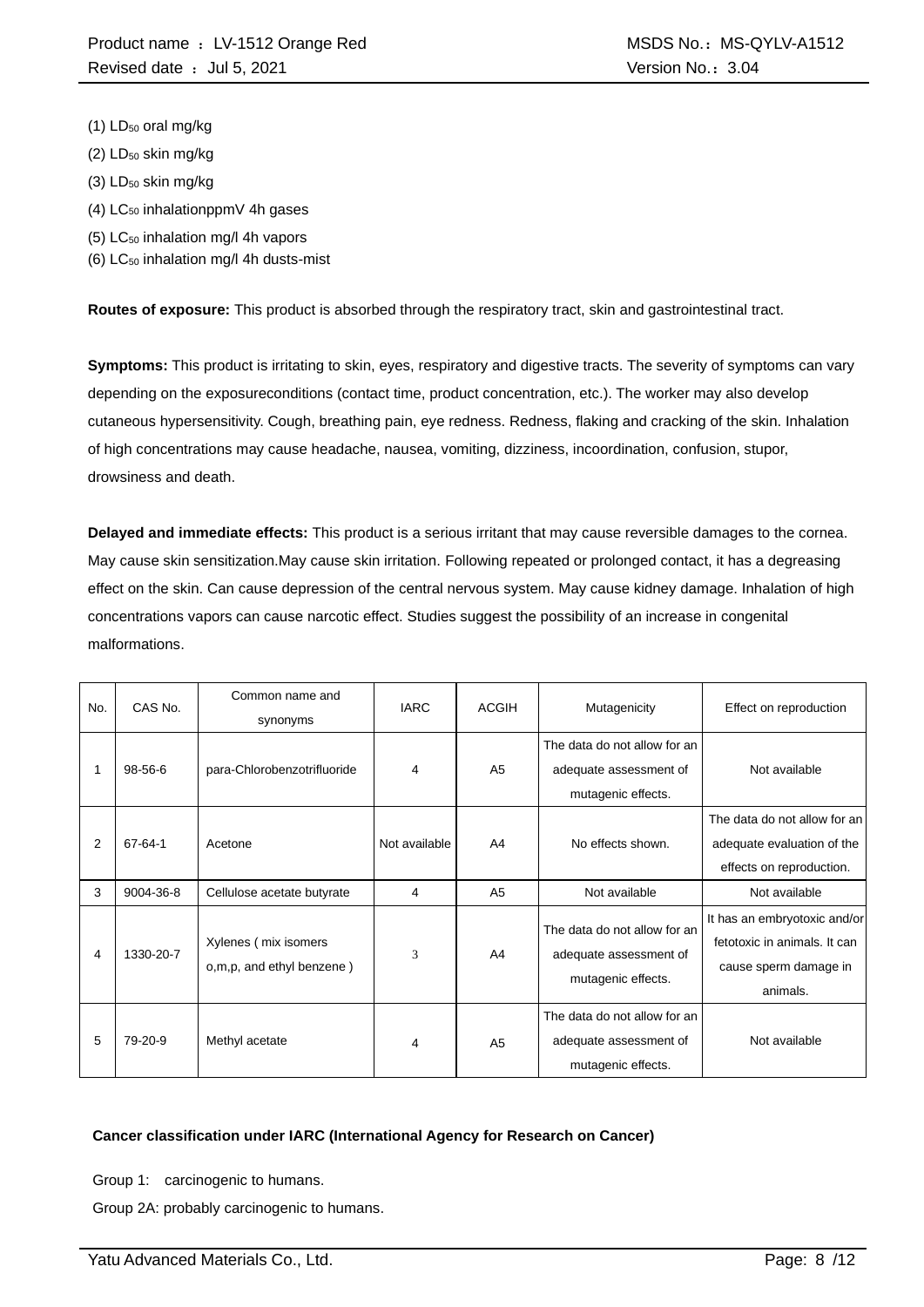(1) $LD_{50}$ oral mg/kg

(2) $LD_{50}$ skin mg/kg

(3) $LD_{50}$ skin mg/kg

(4) $LC_{50}$ inhalationppmV 4h gases

(5) $LC_{50}$ inhalation mg/l 4h vapors

(6) $LC_{50}$ inhalation mg/l 4h dusts-mist

**Routes of exposure:** This product is absorbed through the respiratory tract, skin and gastrointestinal tract.

**Symptoms:** This product is irritating to skin, eyes, respiratory and digestive tracts. The severity of symptoms can vary depending on the exposureconditions (contact time, product concentration, etc.). The worker may also develop cutaneous hypersensitivity. Cough, breathing pain, eye redness. Redness, flaking and cracking of the skin. Inhalation of high concentrations may cause headache, nausea, vomiting, dizziness, incoordination, confusion, stupor, drowsiness and death.

**Delayed and immediate effects:** This product is a serious irritant that may cause reversible damages to the cornea. May cause skin sensitization.May cause skin irritation. Following repeated or prolonged contact, it has a degreasing effect on the skin. Can cause depression of the central nervous system. May cause kidney damage. Inhalation of high concentrations vapors can cause narcotic effect. Studies suggest the possibility of an increase in congenital malformations.

| No. | CAS No. | Common name and synonyms | IARC | ACGIH | Mutagenicity | Effect on reproduction |
|---|---|---|---|---|---|---|
| 1 | 98-56-6 | para-Chlorobenzotrifluoride | 4 | A5 | The data do not allow for an adequate assessment of mutagenic effects. | Not available |
| 2 | 67-64-1 | Acetone | Not available | A4 | No effects shown. | The data do not allow for an adequate evaluation of the effects on reproduction. |
| 3 | 9004-36-8 | Cellulose acetate butyrate | 4 | A5 | Not available | Not available |
| 4 | 1330-20-7 | Xylenes ( mix isomers o,m,p, and ethyl benzene ) | 3 | A4 | The data do not allow for an adequate assessment of mutagenic effects. | It has an embryotoxic and/or fetotoxic in animals. It can cause sperm damage in animals. |
| 5 | 79-20-9 | Methyl acetate | 4 | A5 | The data do not allow for an adequate assessment of mutagenic effects. | Not available |

**Cancer classification under IARC (International Agency for Research on Cancer)**

Group 1: carcinogenic to humans.

Group 2A: probably carcinogenic to humans.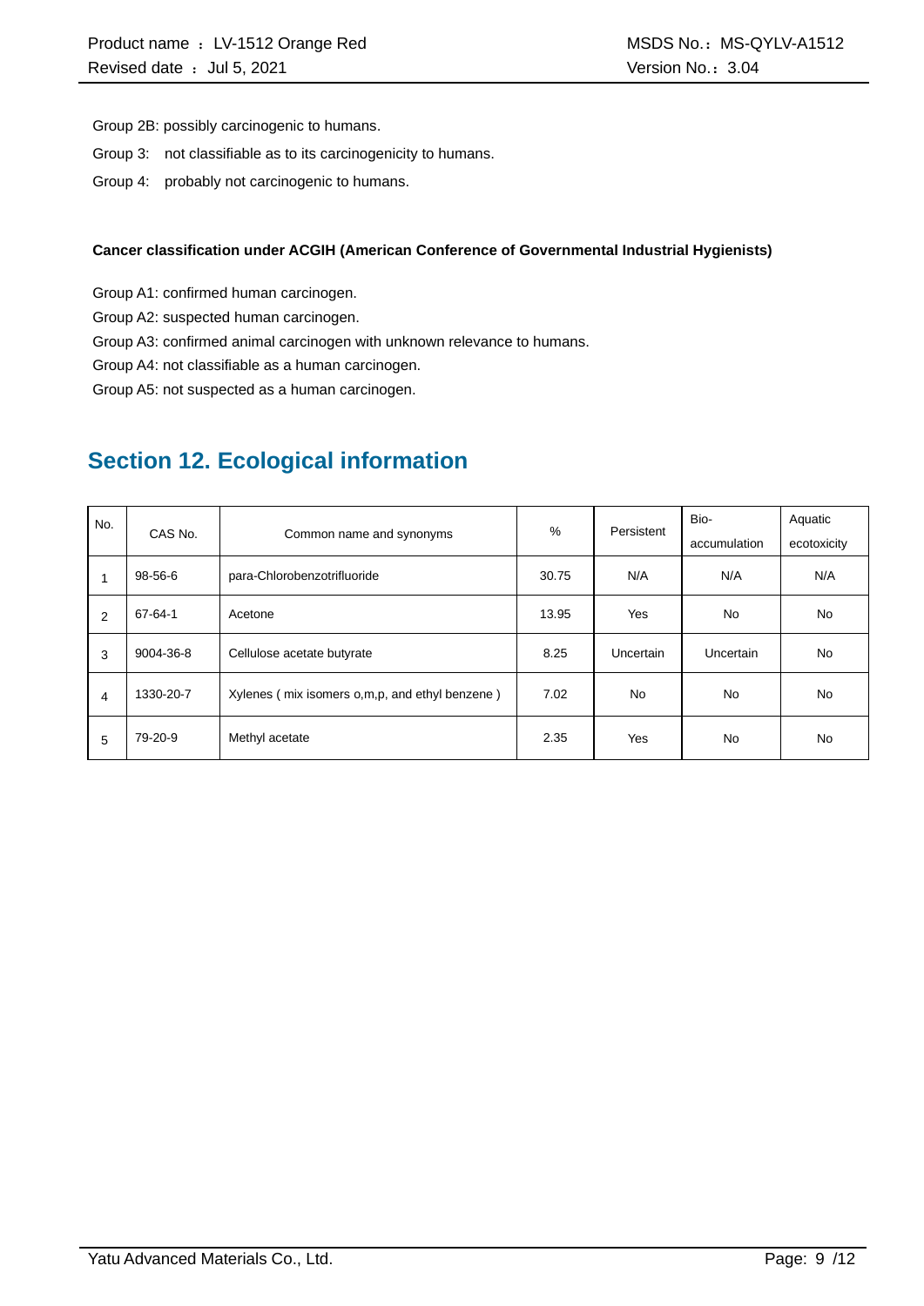Group 2B: possibly carcinogenic to humans.

Group 3: not classifiable as to its carcinogenicity to humans.

Group 4: probably not carcinogenic to humans.

**Cancer classification under ACGIH (American Conference of Governmental Industrial Hygienists)**

Group A1: confirmed human carcinogen.

Group A2: suspected human carcinogen.

Group A3: confirmed animal carcinogen with unknown relevance to humans.

Group A4: not classifiable as a human carcinogen.

Group A5: not suspected as a human carcinogen.

## Section 12. Ecological information

| No. | CAS No. | Common name and synonyms | % | Persistent | Bio-accumulation | Aquatic ecotoxicity |
|---|---|---|---|---|---|---|
| 1 | 98-56-6 | para-Chlorobenzotrifluoride | 30.75 | N/A | N/A | N/A |
| 2 | 67-64-1 | Acetone | 13.95 | Yes | No | No |
| 3 | 9004-36-8 | Cellulose acetate butyrate | 8.25 | Uncertain | Uncertain | No |
| 4 | 1330-20-7 | Xylenes ( mix isomers o,m,p, and ethyl benzene ) | 7.02 | No | No | No |
| 5 | 79-20-9 | Methyl acetate | 2.35 | Yes | No | No |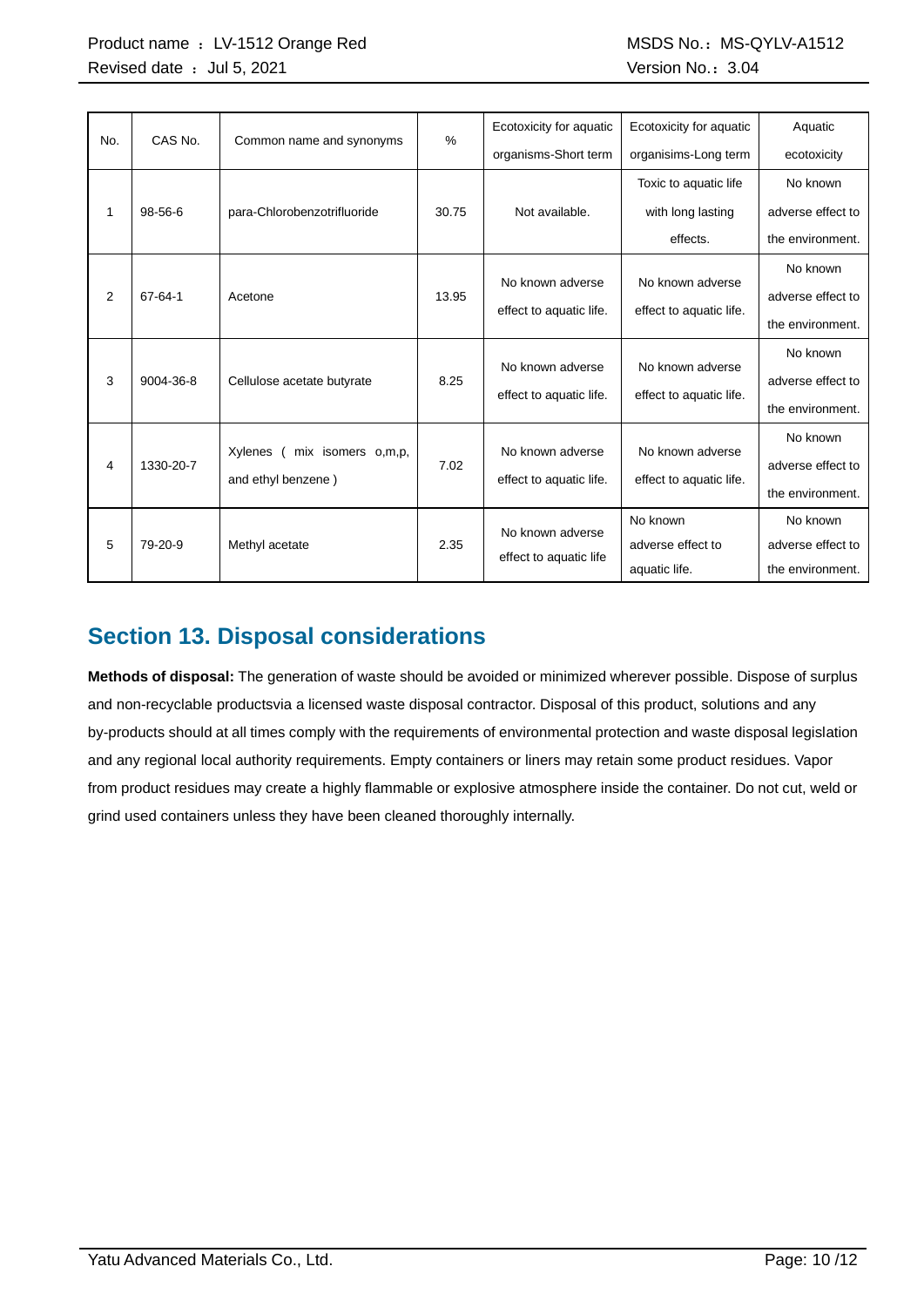| No. | CAS No. | Common name and synonyms | % | Ecotoxicity for aquatic organisms-Short term | Ecotoxicity for aquatic organisims-Long term | Aquatic ecotoxicity |
|---|---|---|---|---|---|---|
| 1 | 98-56-6 | para-Chlorobenzotrifluoride | 30.75 | Not available. | Toxic to aquatic life with long lasting effects. | No known adverse effect to the environment. |
| 2 | 67-64-1 | Acetone | 13.95 | No known adverse effect to aquatic life. | No known adverse effect to aquatic life. | No known adverse effect to the environment. |
| 3 | 9004-36-8 | Cellulose acetate butyrate | 8.25 | No known adverse effect to aquatic life. | No known adverse effect to aquatic life. | No known adverse effect to the environment. |
| 4 | 1330-20-7 | Xylenes ( mix isomers o,m,p, and ethyl benzene ) | 7.02 | No known adverse effect to aquatic life. | No known adverse effect to aquatic life. | No known adverse effect to the environment. |
| 5 | 79-20-9 | Methyl acetate | 2.35 | No known adverse effect to aquatic life | No known adverse effect to aquatic life. | No known adverse effect to the environment. |

## Section 13. Disposal considerations

**Methods of disposal:** The generation of waste should be avoided or minimized wherever possible. Dispose of surplus and non-recyclable productsvia a licensed waste disposal contractor. Disposal of this product, solutions and any by-products should at all times comply with the requirements of environmental protection and waste disposal legislation and any regional local authority requirements. Empty containers or liners may retain some product residues. Vapor from product residues may create a highly flammable or explosive atmosphere inside the container. Do not cut, weld or grind used containers unless they have been cleaned thoroughly internally.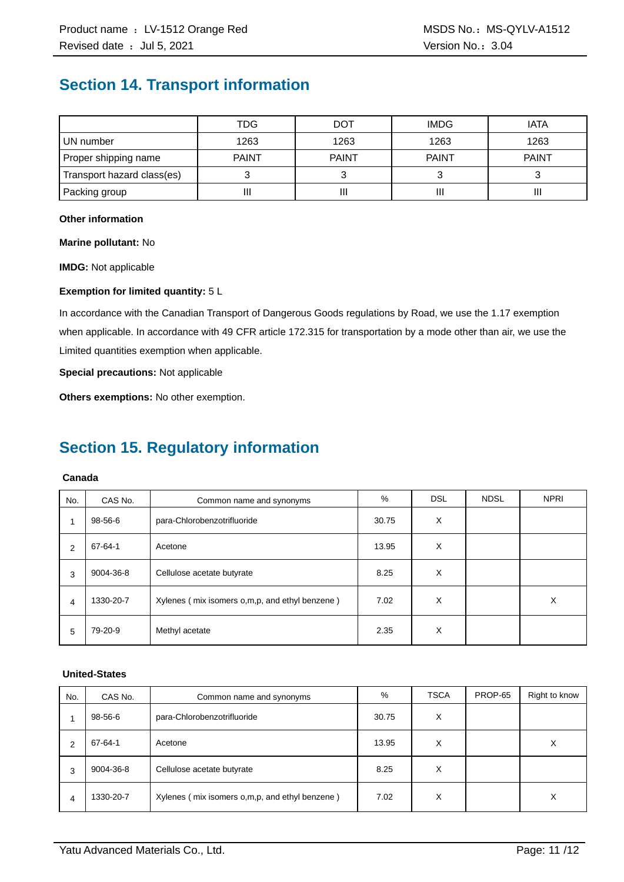## Section 14. Transport information

| | TDG | DOT | IMDG | IATA |
|---|---|---|---|---|
| UN number | 1263 | 1263 | 1263 | 1263 |
| Proper shipping name | PAINT | PAINT | PAINT | PAINT |
| Transport hazard class(es) | 3 | 3 | 3 | 3 |
| Packing group | III | III | III | III |

**Other information**

**Marine pollutant:** No

**IMDG:** Not applicable

**Exemption for limited quantity:** 5 L

In accordance with the Canadian Transport of Dangerous Goods regulations by Road, we use the 1.17 exemption when applicable. In accordance with 49 CFR article 172.315 for transportation by a mode other than air, we use the Limited quantities exemption when applicable.

**Special precautions:** Not applicable

**Others exemptions:** No other exemption.

## Section 15. Regulatory information

**Canada**

| No. | CAS No. | Common name and synonyms | % | DSL | NDSL | NPRI |
|---|---|---|---|---|---|---|
| 1 | 98-56-6 | para-Chlorobenzotrifluoride | 30.75 | X | | |
| 2 | 67-64-1 | Acetone | 13.95 | X | | |
| 3 | 9004-36-8 | Cellulose acetate butyrate | 8.25 | X | | |
| 4 | 1330-20-7 | Xylenes ( mix isomers o,m,p, and ethyl benzene ) | 7.02 | X | | X |
| 5 | 79-20-9 | Methyl acetate | 2.35 | X | | |

**United-States**

| No. | CAS No. | Common name and synonyms | % | TSCA | PROP-65 | Right to know |
|---|---|---|---|---|---|---|
| 1 | 98-56-6 | para-Chlorobenzotrifluoride | 30.75 | X | | |
| 2 | 67-64-1 | Acetone | 13.95 | X | | X |
| 3 | 9004-36-8 | Cellulose acetate butyrate | 8.25 | X | | |
| 4 | 1330-20-7 | Xylenes ( mix isomers o,m,p, and ethyl benzene ) | 7.02 | X | | X |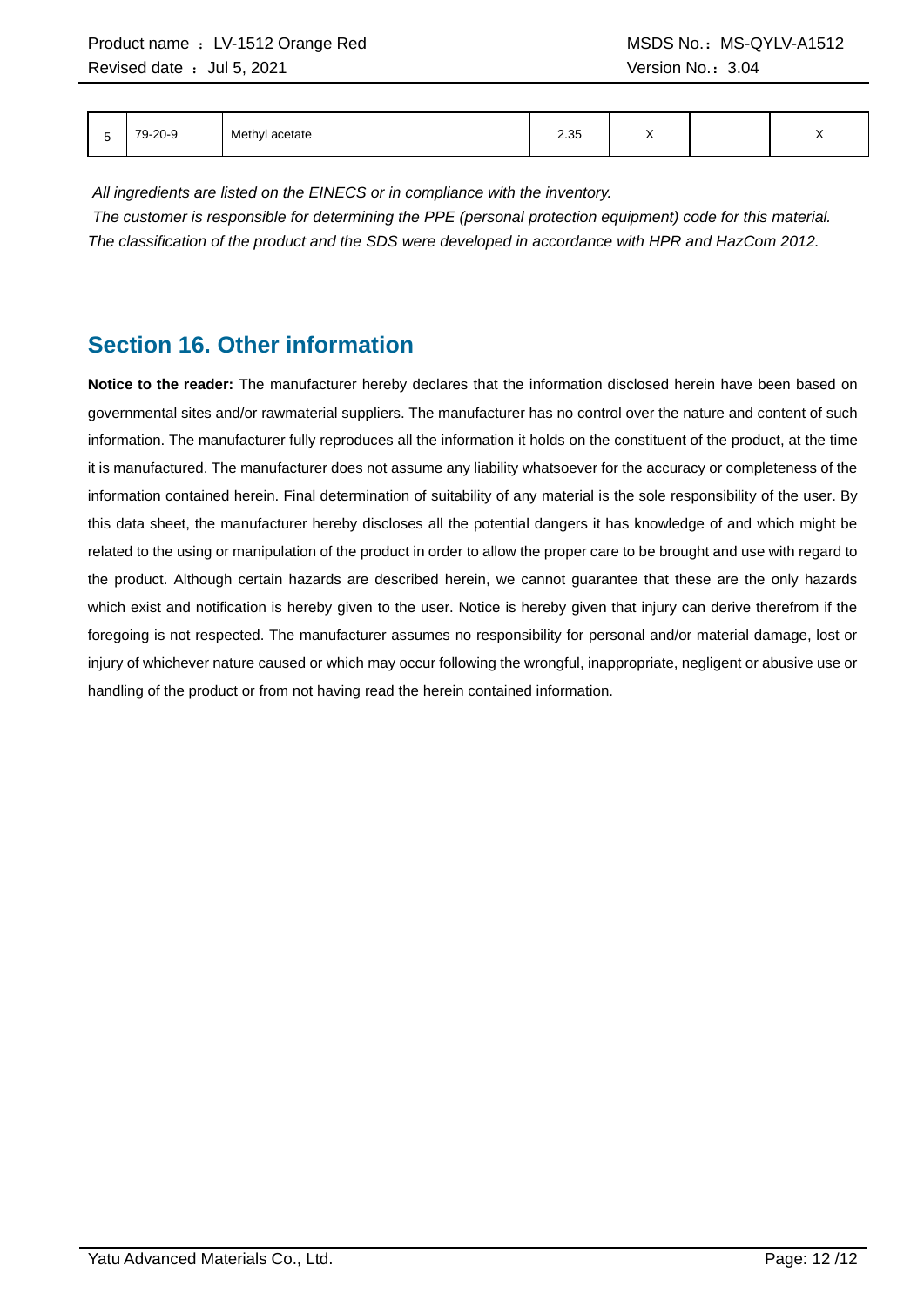| | | | | | | |
|---|---|---|---|---|---|---|
| 5 | 79-20-9 | Methyl acetate | 2.35 | X | | X |

*All ingredients are listed on the EINECS or in compliance with the inventory.*

*The customer is responsible for determining the PPE (personal protection equipment) code for this material.*

*The classification of the product and the SDS were developed in accordance with HPR and HazCom 2012.*

## Section 16. Other information

**Notice to the reader:** The manufacturer hereby declares that the information disclosed herein have been based on governmental sites and/or rawmaterial suppliers. The manufacturer has no control over the nature and content of such information. The manufacturer fully reproduces all the information it holds on the constituent of the product, at the time it is manufactured. The manufacturer does not assume any liability whatsoever for the accuracy or completeness of the information contained herein. Final determination of suitability of any material is the sole responsibility of the user. By this data sheet, the manufacturer hereby discloses all the potential dangers it has knowledge of and which might be related to the using or manipulation of the product in order to allow the proper care to be brought and use with regard to the product. Although certain hazards are described herein, we cannot guarantee that these are the only hazards which exist and notification is hereby given to the user. Notice is hereby given that injury can derive therefrom if the foregoing is not respected. The manufacturer assumes no responsibility for personal and/or material damage, lost or injury of whichever nature caused or which may occur following the wrongful, inappropriate, negligent or abusive use or handling of the product or from not having read the herein contained information.